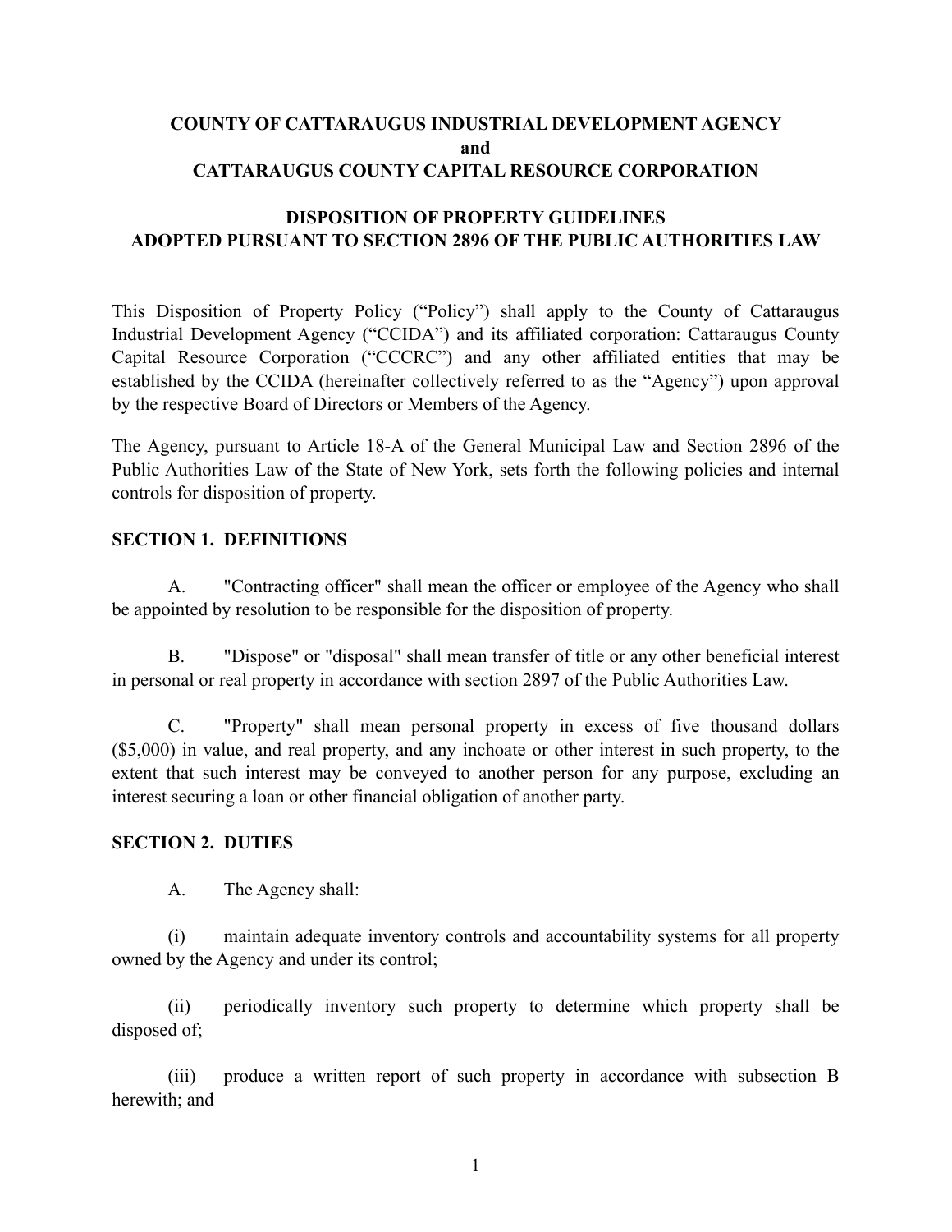# COUNTY OF CATTARAUGUS INDUSTRIAL DEVELOPMENT AGENCY
# and
# CATTARAUGUS COUNTY CAPITAL RESOURCE CORPORATION

## DISPOSITION OF PROPERTY GUIDELINES
## ADOPTED PURSUANT TO SECTION 2896 OF THE PUBLIC AUTHORITIES LAW

This Disposition of Property Policy ("Policy") shall apply to the County of Cattaraugus Industrial Development Agency ("CCIDA") and its affiliated corporation: Cattaraugus County Capital Resource Corporation ("CCCRC") and any other affiliated entities that may be established by the CCIDA (hereinafter collectively referred to as the "Agency") upon approval by the respective Board of Directors or Members of the Agency.

The Agency, pursuant to Article 18-A of the General Municipal Law and Section 2896 of the Public Authorities Law of the State of New York, sets forth the following policies and internal controls for disposition of property.

### SECTION 1. DEFINITIONS

A. "Contracting officer" shall mean the officer or employee of the Agency who shall be appointed by resolution to be responsible for the disposition of property.

B. "Dispose" or "disposal" shall mean transfer of title or any other beneficial interest in personal or real property in accordance with section 2897 of the Public Authorities Law.

C. "Property" shall mean personal property in excess of five thousand dollars ($5,000) in value, and real property, and any inchoate or other interest in such property, to the extent that such interest may be conveyed to another person for any purpose, excluding an interest securing a loan or other financial obligation of another party.

### SECTION 2. DUTIES

A. The Agency shall:

(i) maintain adequate inventory controls and accountability systems for all property owned by the Agency and under its control;

(ii) periodically inventory such property to determine which property shall be disposed of;

(iii) produce a written report of such property in accordance with subsection B herewith; and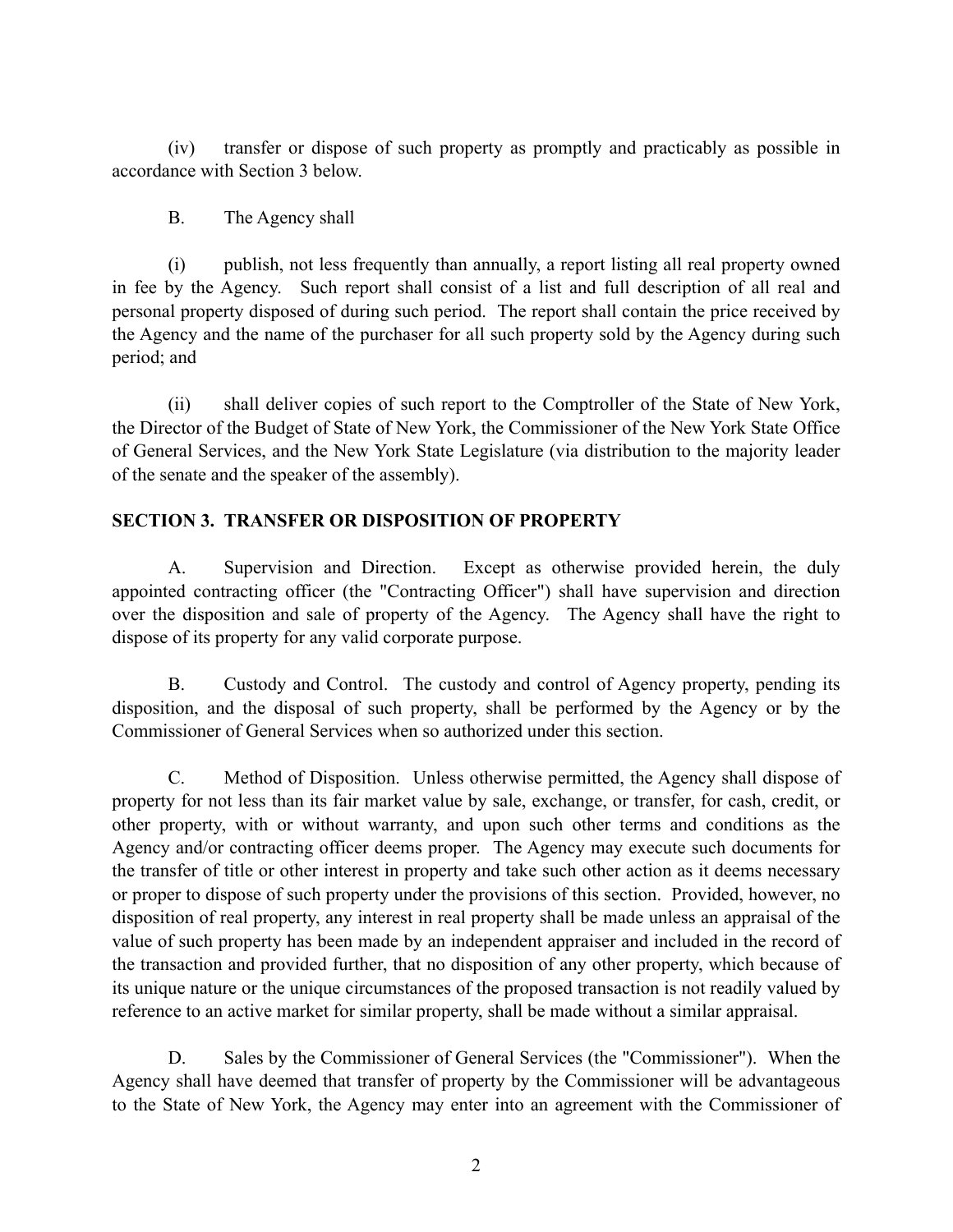(iv) transfer or dispose of such property as promptly and practicably as possible in accordance with Section 3 below.

B. The Agency shall

(i) publish, not less frequently than annually, a report listing all real property owned in fee by the Agency. Such report shall consist of a list and full description of all real and personal property disposed of during such period. The report shall contain the price received by the Agency and the name of the purchaser for all such property sold by the Agency during such period; and

(ii) shall deliver copies of such report to the Comptroller of the State of New York, the Director of the Budget of State of New York, the Commissioner of the New York State Office of General Services, and the New York State Legislature (via distribution to the majority leader of the senate and the speaker of the assembly).

## SECTION 3. TRANSFER OR DISPOSITION OF PROPERTY

A. Supervision and Direction. Except as otherwise provided herein, the duly appointed contracting officer (the "Contracting Officer") shall have supervision and direction over the disposition and sale of property of the Agency. The Agency shall have the right to dispose of its property for any valid corporate purpose.

B. Custody and Control. The custody and control of Agency property, pending its disposition, and the disposal of such property, shall be performed by the Agency or by the Commissioner of General Services when so authorized under this section.

C. Method of Disposition. Unless otherwise permitted, the Agency shall dispose of property for not less than its fair market value by sale, exchange, or transfer, for cash, credit, or other property, with or without warranty, and upon such other terms and conditions as the Agency and/or contracting officer deems proper. The Agency may execute such documents for the transfer of title or other interest in property and take such other action as it deems necessary or proper to dispose of such property under the provisions of this section. Provided, however, no disposition of real property, any interest in real property shall be made unless an appraisal of the value of such property has been made by an independent appraiser and included in the record of the transaction and provided further, that no disposition of any other property, which because of its unique nature or the unique circumstances of the proposed transaction is not readily valued by reference to an active market for similar property, shall be made without a similar appraisal.

D. Sales by the Commissioner of General Services (the "Commissioner"). When the Agency shall have deemed that transfer of property by the Commissioner will be advantageous to the State of New York, the Agency may enter into an agreement with the Commissioner of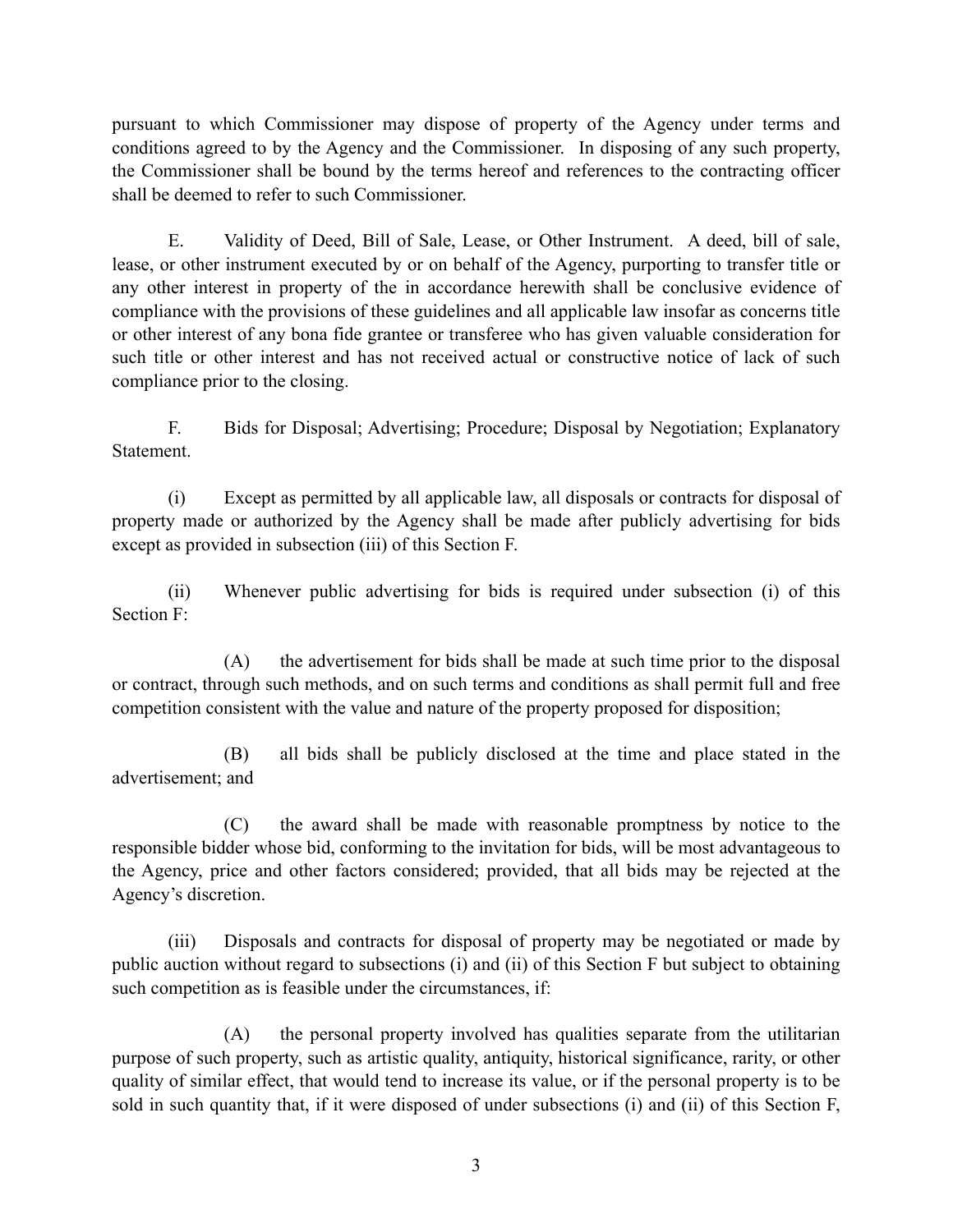pursuant to which Commissioner may dispose of property of the Agency under terms and conditions agreed to by the Agency and the Commissioner. In disposing of any such property, the Commissioner shall be bound by the terms hereof and references to the contracting officer shall be deemed to refer to such Commissioner.

E. Validity of Deed, Bill of Sale, Lease, or Other Instrument. A deed, bill of sale, lease, or other instrument executed by or on behalf of the Agency, purporting to transfer title or any other interest in property of the in accordance herewith shall be conclusive evidence of compliance with the provisions of these guidelines and all applicable law insofar as concerns title or other interest of any bona fide grantee or transferee who has given valuable consideration for such title or other interest and has not received actual or constructive notice of lack of such compliance prior to the closing.

F. Bids for Disposal; Advertising; Procedure; Disposal by Negotiation; Explanatory Statement.

(i) Except as permitted by all applicable law, all disposals or contracts for disposal of property made or authorized by the Agency shall be made after publicly advertising for bids except as provided in subsection (iii) of this Section F.

(ii) Whenever public advertising for bids is required under subsection (i) of this Section F:

(A) the advertisement for bids shall be made at such time prior to the disposal or contract, through such methods, and on such terms and conditions as shall permit full and free competition consistent with the value and nature of the property proposed for disposition;

(B) all bids shall be publicly disclosed at the time and place stated in the advertisement; and

(C) the award shall be made with reasonable promptness by notice to the responsible bidder whose bid, conforming to the invitation for bids, will be most advantageous to the Agency, price and other factors considered; provided, that all bids may be rejected at the Agency's discretion.

(iii) Disposals and contracts for disposal of property may be negotiated or made by public auction without regard to subsections (i) and (ii) of this Section F but subject to obtaining such competition as is feasible under the circumstances, if:

(A) the personal property involved has qualities separate from the utilitarian purpose of such property, such as artistic quality, antiquity, historical significance, rarity, or other quality of similar effect, that would tend to increase its value, or if the personal property is to be sold in such quantity that, if it were disposed of under subsections (i) and (ii) of this Section F,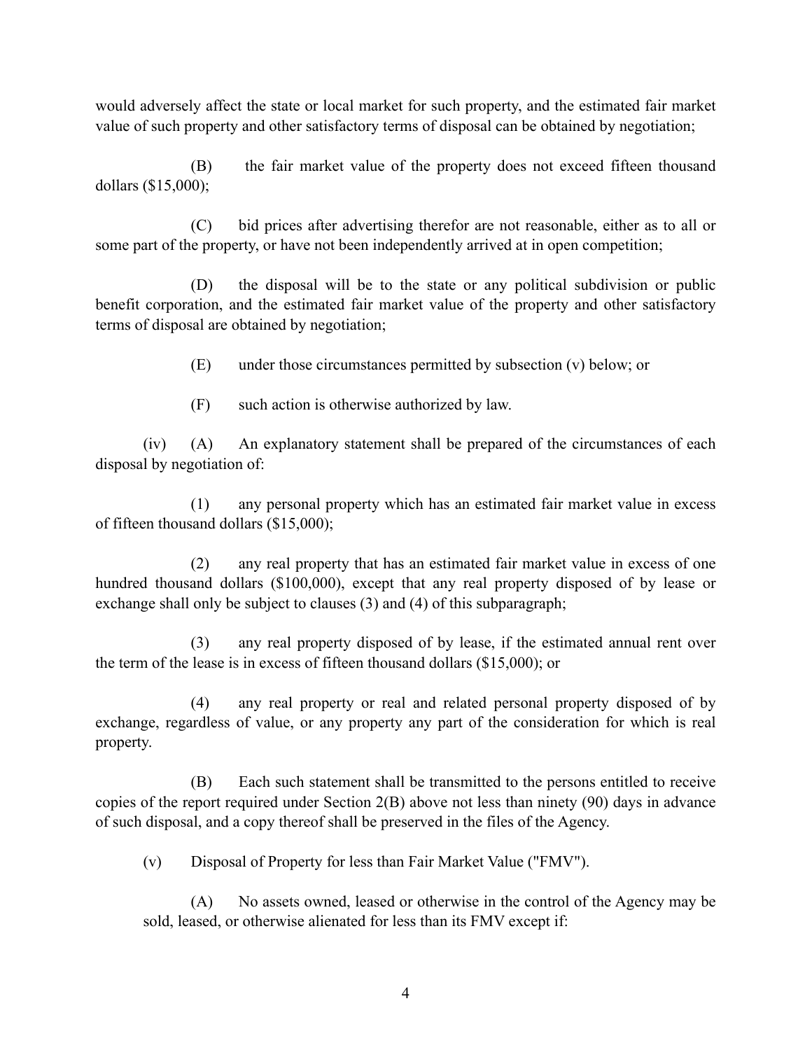would adversely affect the state or local market for such property, and the estimated fair market value of such property and other satisfactory terms of disposal can be obtained by negotiation;

(B) the fair market value of the property does not exceed fifteen thousand dollars ($15,000);

(C) bid prices after advertising therefor are not reasonable, either as to all or some part of the property, or have not been independently arrived at in open competition;

(D) the disposal will be to the state or any political subdivision or public benefit corporation, and the estimated fair market value of the property and other satisfactory terms of disposal are obtained by negotiation;

(E) under those circumstances permitted by subsection (v) below; or

(F) such action is otherwise authorized by law.

(iv) (A) An explanatory statement shall be prepared of the circumstances of each disposal by negotiation of:

(1) any personal property which has an estimated fair market value in excess of fifteen thousand dollars ($15,000);

(2) any real property that has an estimated fair market value in excess of one hundred thousand dollars ($100,000), except that any real property disposed of by lease or exchange shall only be subject to clauses (3) and (4) of this subparagraph;

(3) any real property disposed of by lease, if the estimated annual rent over the term of the lease is in excess of fifteen thousand dollars ($15,000); or

(4) any real property or real and related personal property disposed of by exchange, regardless of value, or any property any part of the consideration for which is real property.

(B) Each such statement shall be transmitted to the persons entitled to receive copies of the report required under Section 2(B) above not less than ninety (90) days in advance of such disposal, and a copy thereof shall be preserved in the files of the Agency.

(v) Disposal of Property for less than Fair Market Value ("FMV").

(A) No assets owned, leased or otherwise in the control of the Agency may be sold, leased, or otherwise alienated for less than its FMV except if: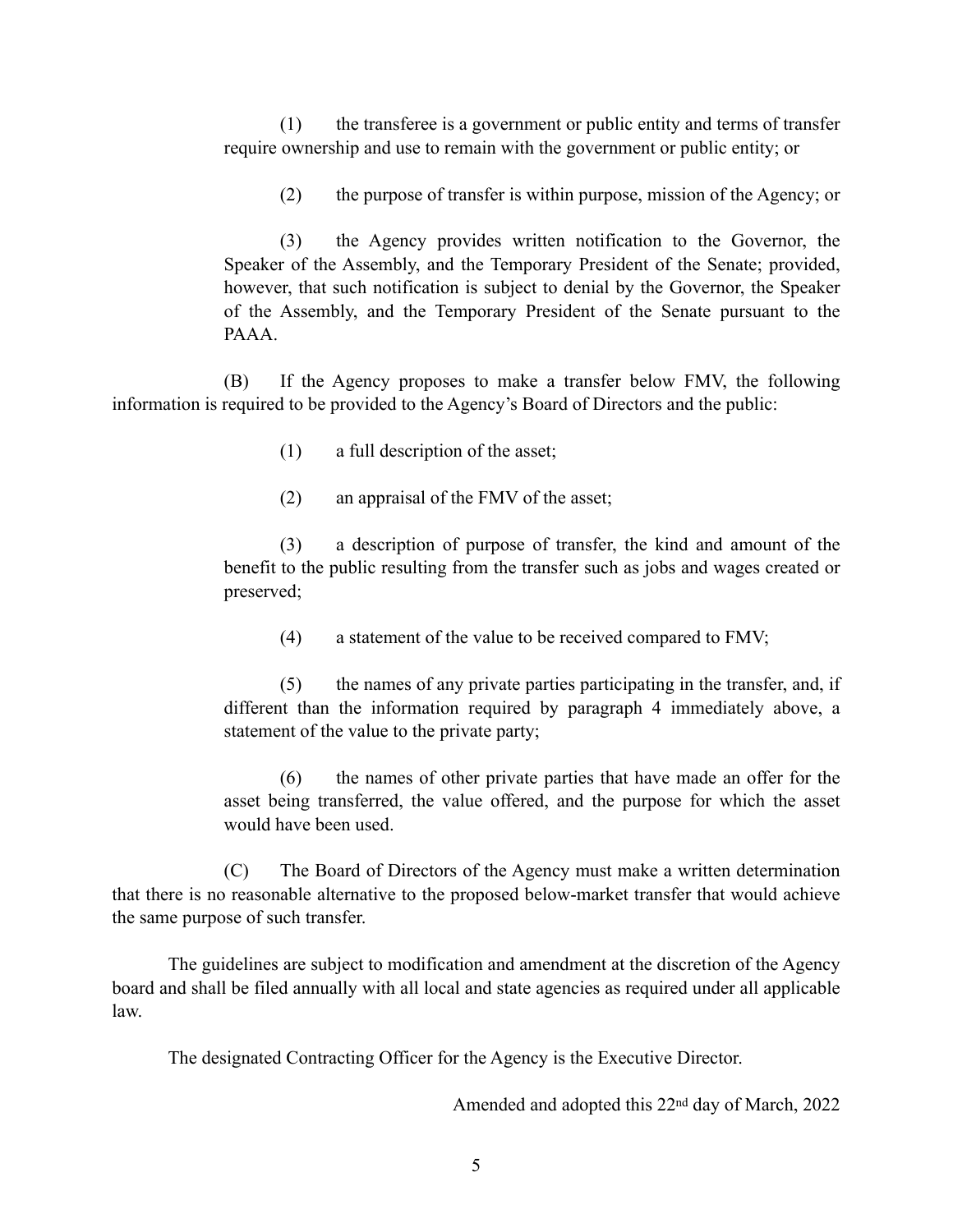(1) the transferee is a government or public entity and terms of transfer require ownership and use to remain with the government or public entity; or

(2) the purpose of transfer is within purpose, mission of the Agency; or

(3) the Agency provides written notification to the Governor, the Speaker of the Assembly, and the Temporary President of the Senate; provided, however, that such notification is subject to denial by the Governor, the Speaker of the Assembly, and the Temporary President of the Senate pursuant to the PAAA.

(B) If the Agency proposes to make a transfer below FMV, the following information is required to be provided to the Agency's Board of Directors and the public:

(1) a full description of the asset;

(2) an appraisal of the FMV of the asset;

(3) a description of purpose of transfer, the kind and amount of the benefit to the public resulting from the transfer such as jobs and wages created or preserved;

(4) a statement of the value to be received compared to FMV;

(5) the names of any private parties participating in the transfer, and, if different than the information required by paragraph 4 immediately above, a statement of the value to the private party;

(6) the names of other private parties that have made an offer for the asset being transferred, the value offered, and the purpose for which the asset would have been used.

(C) The Board of Directors of the Agency must make a written determination that there is no reasonable alternative to the proposed below-market transfer that would achieve the same purpose of such transfer.

The guidelines are subject to modification and amendment at the discretion of the Agency board and shall be filed annually with all local and state agencies as required under all applicable law.

The designated Contracting Officer for the Agency is the Executive Director.

Amended and adopted this 22nd day of March, 2022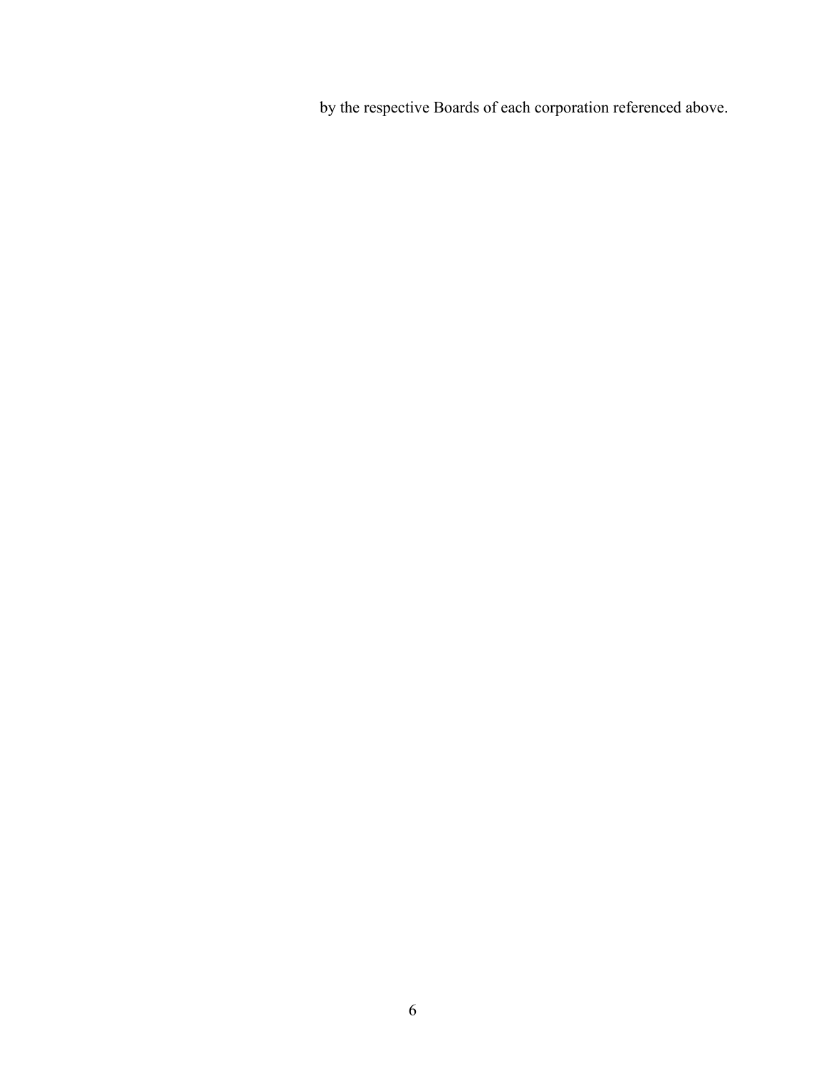by the respective Boards of each corporation referenced above.